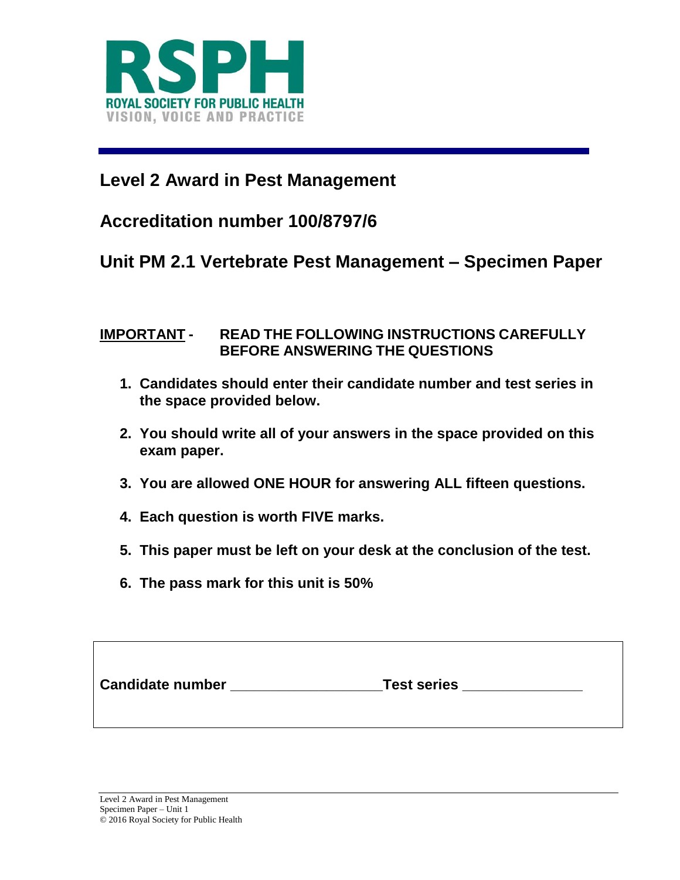RSPH

ROYAL SOCIETY FOR PUBLIC HEALTH

VISION, VOICE AND PRACTICE

## Level 2 Award in Pest Management

## Accreditation number 100/8797/6

## Unit PM 2.1 Vertebrate Pest Management – Specimen Paper

**IMPORTANT - READ THE FOLLOWING INSTRUCTIONS CAREFULLY BEFORE ANSWERING THE QUESTIONS**

1. **Candidates should enter their candidate number and test series in the space provided below.**
2. **You should write all of your answers in the space provided on this exam paper.**
3. **You are allowed ONE HOUR for answering ALL fifteen questions.**
4. **Each question is worth FIVE marks.**
5. **This paper must be left on your desk at the conclusion of the test.**
6. **The pass mark for this unit is 50%**

**Candidate number** ___________________ **Test series** _______________

Level 2 Award in Pest Management
Specimen Paper – Unit 1
© 2016 Royal Society for Public Health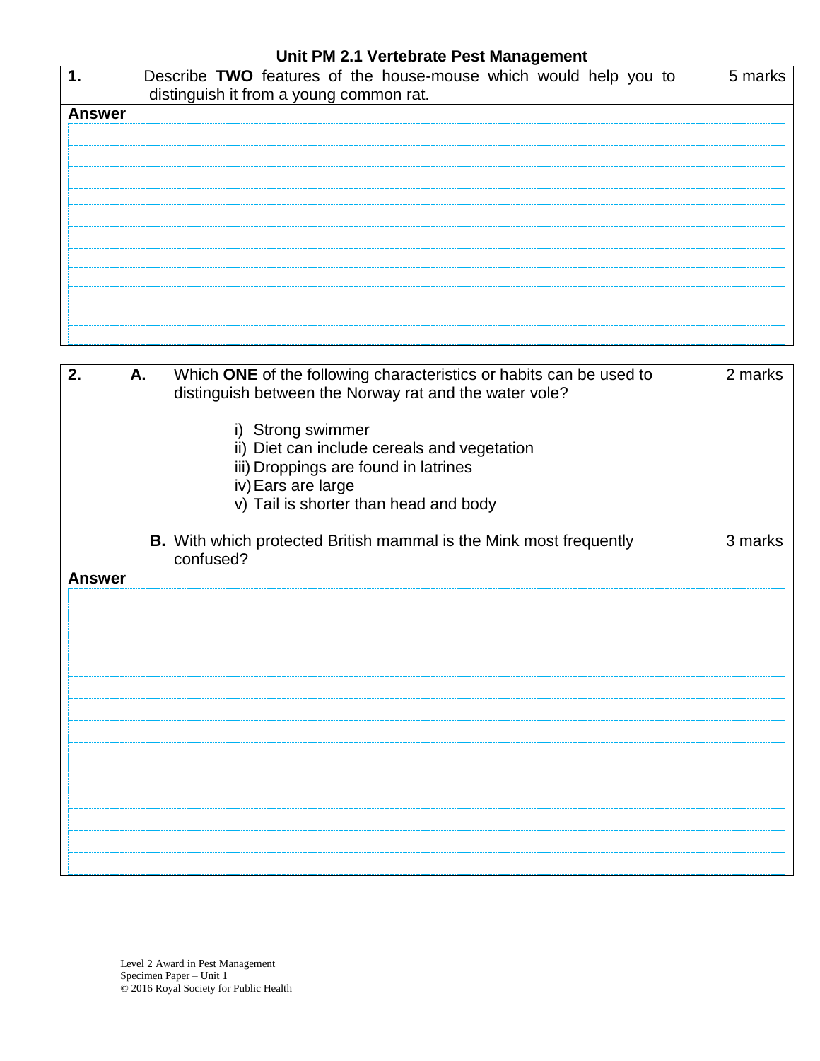## Unit PM 2.1 Vertebrate Pest Management

**1.** Describe **TWO** features of the house-mouse which would help you to distinguish it from a young common rat. 5 marks

**Answer**

---

**2.** **A.** Which **ONE** of the following characteristics or habits can be used to distinguish between the Norway rat and the water vole? 2 marks

i) Strong swimmer
ii) Diet can include cereals and vegetation
iii) Droppings are found in latrines
iv) Ears are large
v) Tail is shorter than head and body

**B.** With which protected British mammal is the Mink most frequently confused? 3 marks

**Answer**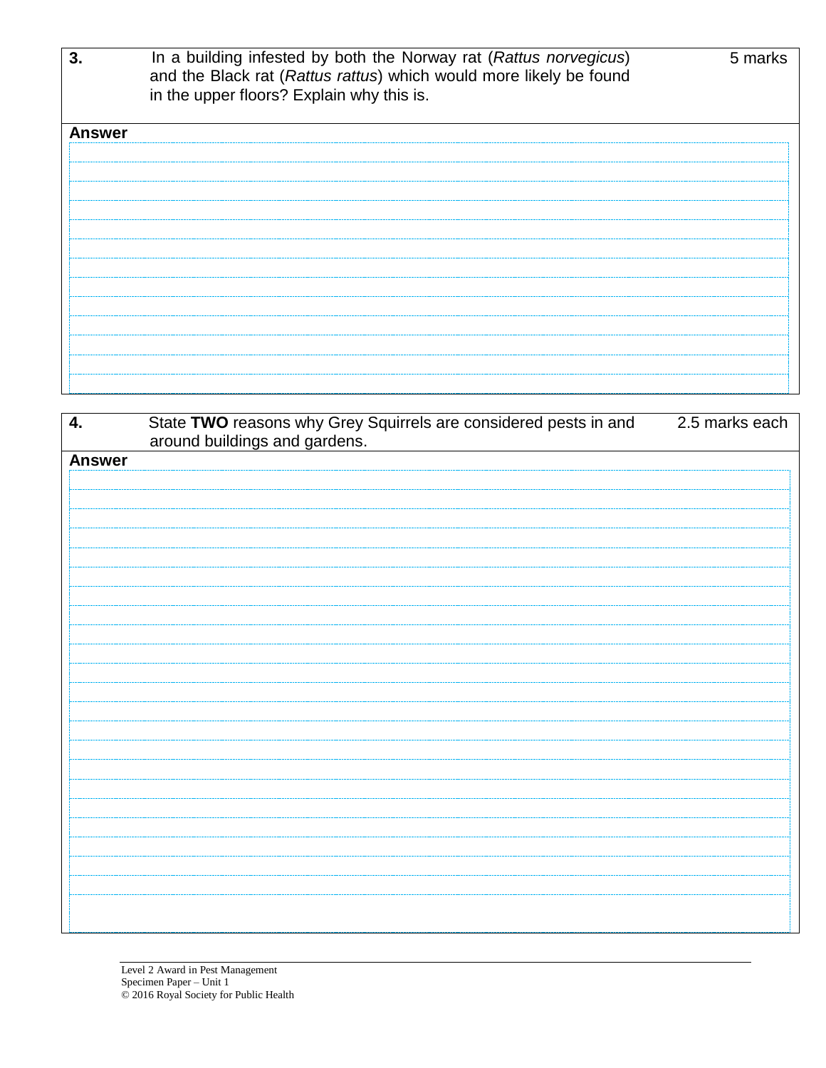| 3. | In a building infested by both the Norway rat (*Rattus norvegicus*) and the Black rat (*Rattus rattus*) which would more likely be found in the upper floors? Explain why this is. | 5 marks |
|---|---|---|

**Answer**

| 4. | State **TWO** reasons why Grey Squirrels are considered pests in and around buildings and gardens. | 2.5 marks each |
|---|---|---|

**Answer**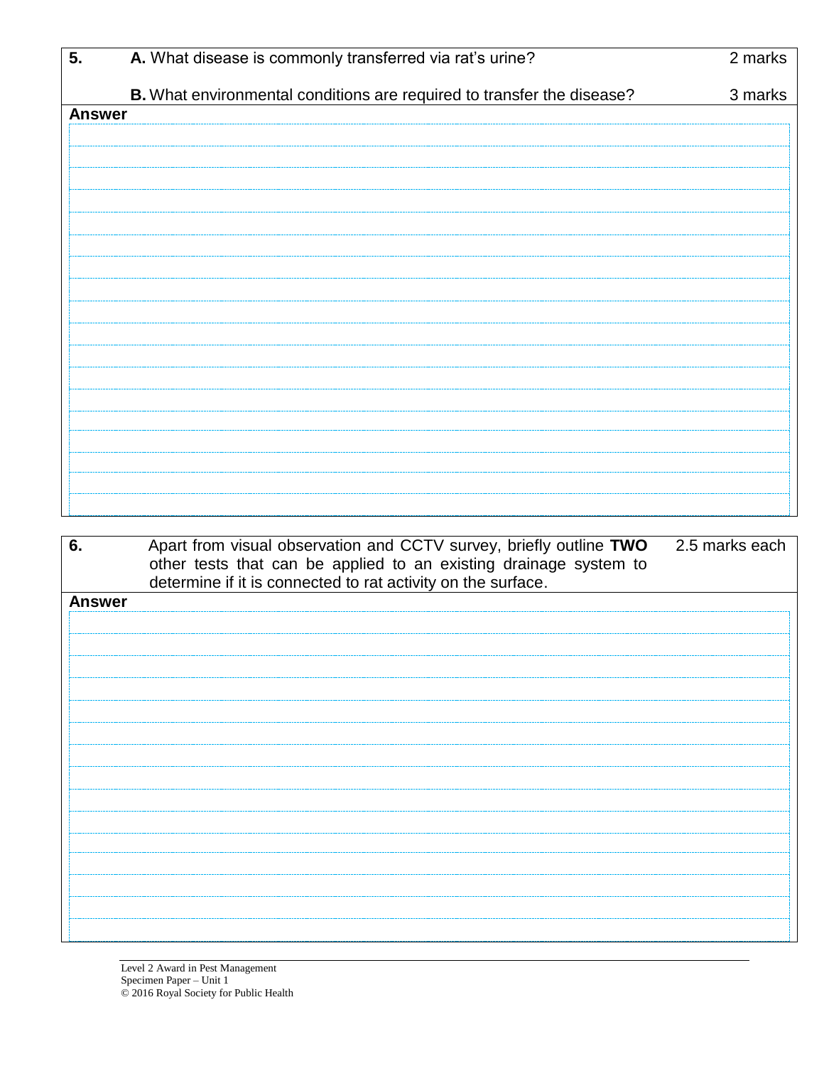| 5. | **A.** What disease is commonly transferred via rat's urine? | 2 marks |
|---|---|---|
| | **B.** What environmental conditions are required to transfer the disease? | 3 marks |

**Answer**

| 6. | Apart from visual observation and CCTV survey, briefly outline **TWO** other tests that can be applied to an existing drainage system to determine if it is connected to rat activity on the surface. | 2.5 marks each |
|---|---|---|

**Answer**

Level 2 Award in Pest Management
Specimen Paper – Unit 1
© 2016 Royal Society for Public Health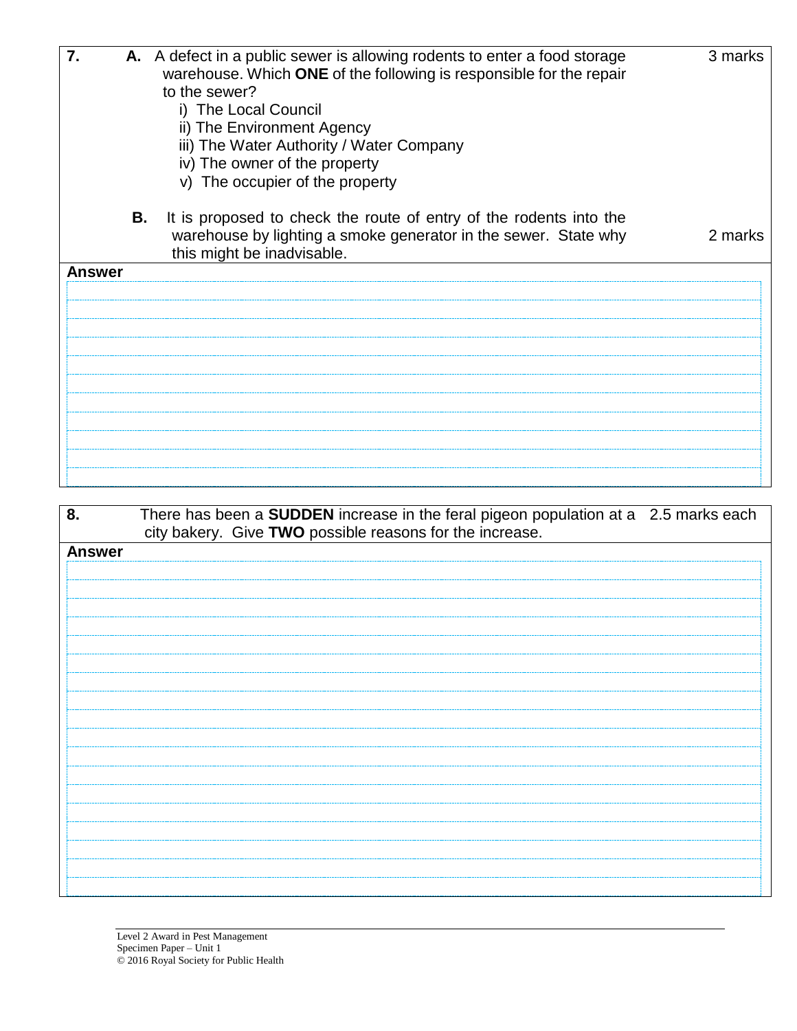| 7. | | |
|---|---|---|
| | **A.** A defect in a public sewer is allowing rodents to enter a food storage warehouse. Which **ONE** of the following is responsible for the repair to the sewer?<br>i) The Local Council<br>ii) The Environment Agency<br>iii) The Water Authority / Water Company<br>iv) The owner of the property<br>v) The occupier of the property | 3 marks |
| | **B.** It is proposed to check the route of entry of the rodents into the warehouse by lighting a smoke generator in the sewer. State why this might be inadvisable. | 2 marks |

**Answer**

| 8. | | |
|---|---|---|
| | There has been a **SUDDEN** increase in the feral pigeon population at a city bakery. Give **TWO** possible reasons for the increase. | 2.5 marks each |

**Answer**

Level 2 Award in Pest Management
Specimen Paper – Unit 1
© 2016 Royal Society for Public Health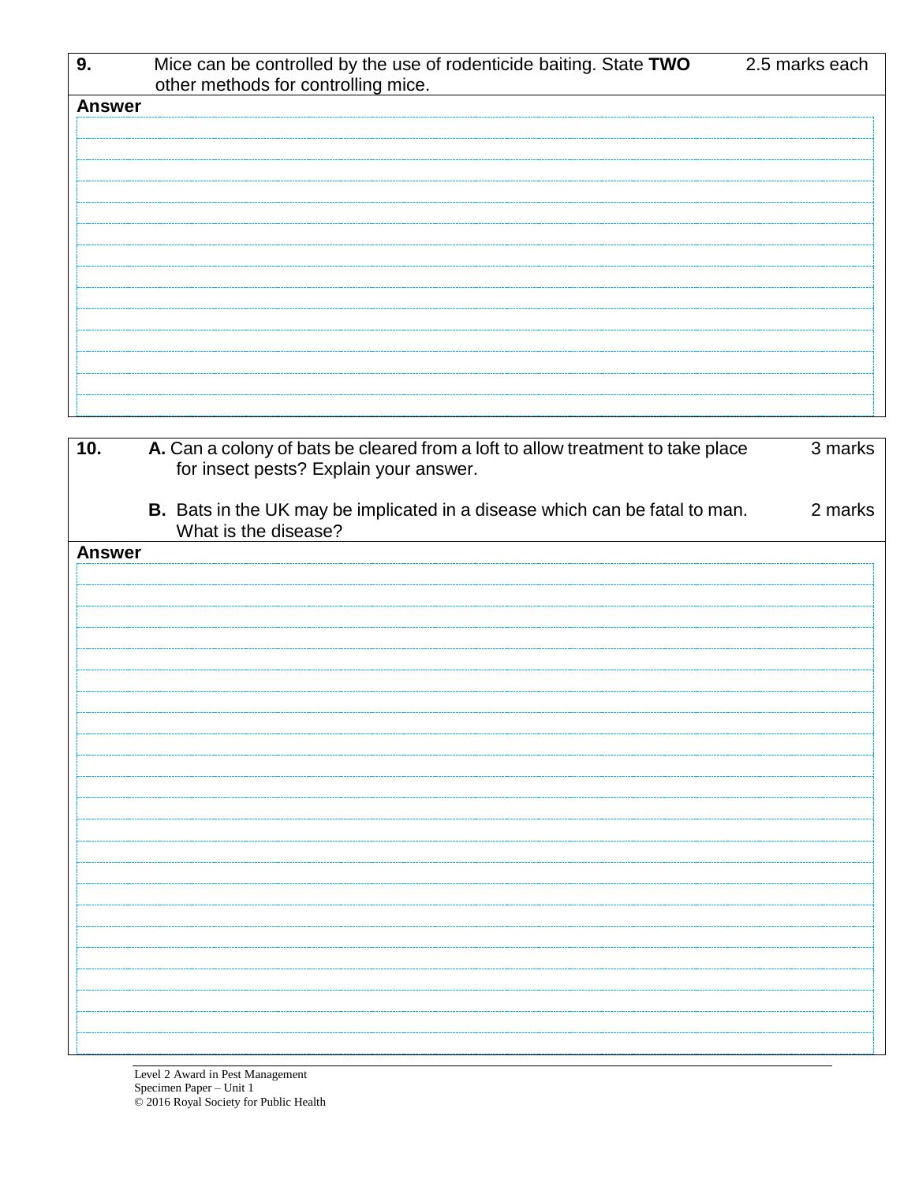| 9. | Mice can be controlled by the use of rodenticide baiting. State **TWO** other methods for controlling mice. | 2.5 marks each |
| --- | --- | --- |

**Answer**

| 10. | **A.** Can a colony of bats be cleared from a loft to allow treatment to take place for insect pests? Explain your answer. | 3 marks |
| --- | --- | --- |
| | **B.** Bats in the UK may be implicated in a disease which can be fatal to man. What is the disease? | 2 marks |

**Answer**

Level 2 Award in Pest Management
Specimen Paper – Unit 1
© 2016 Royal Society for Public Health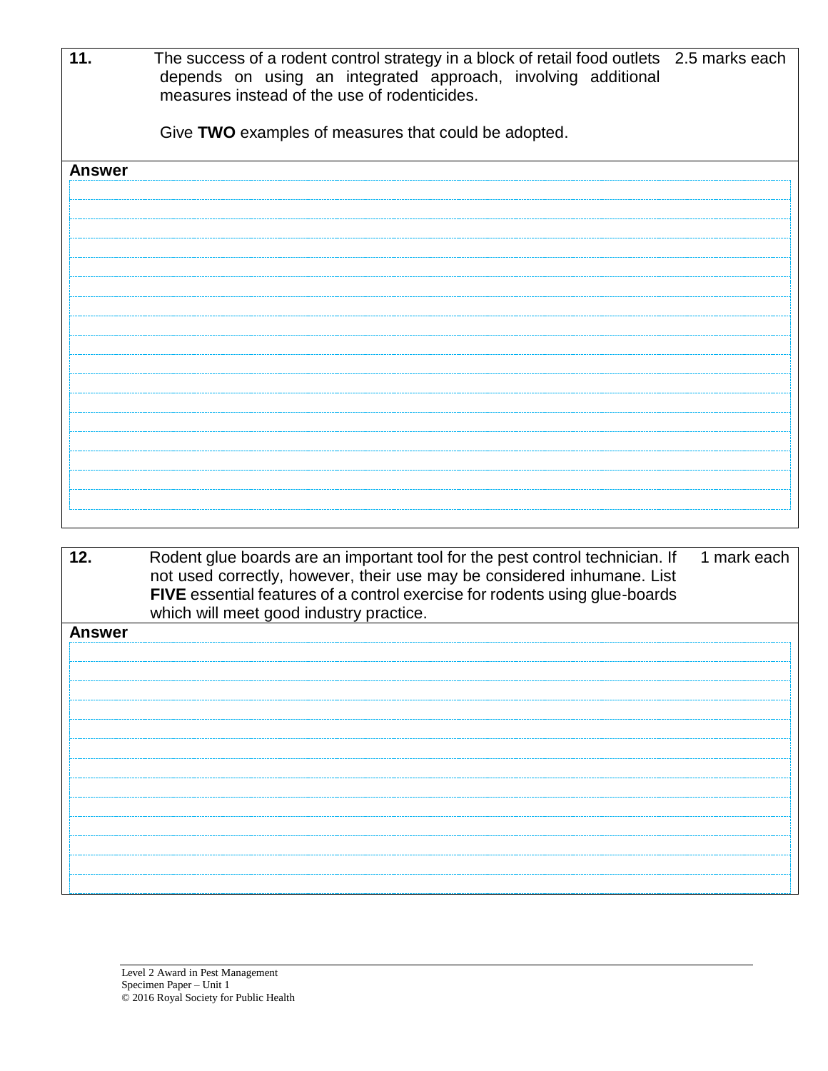| 11. | The success of a rodent control strategy in a block of retail food outlets depends on using an integrated approach, involving additional measures instead of the use of rodenticides.<br><br>Give **TWO** examples of measures that could be adopted. | 2.5 marks each |
|---|---|---|

**Answer**

| 12. | Rodent glue boards are an important tool for the pest control technician. If not used correctly, however, their use may be considered inhumane. List **FIVE** essential features of a control exercise for rodents using glue-boards which will meet good industry practice. | 1 mark each |
|---|---|---|

**Answer**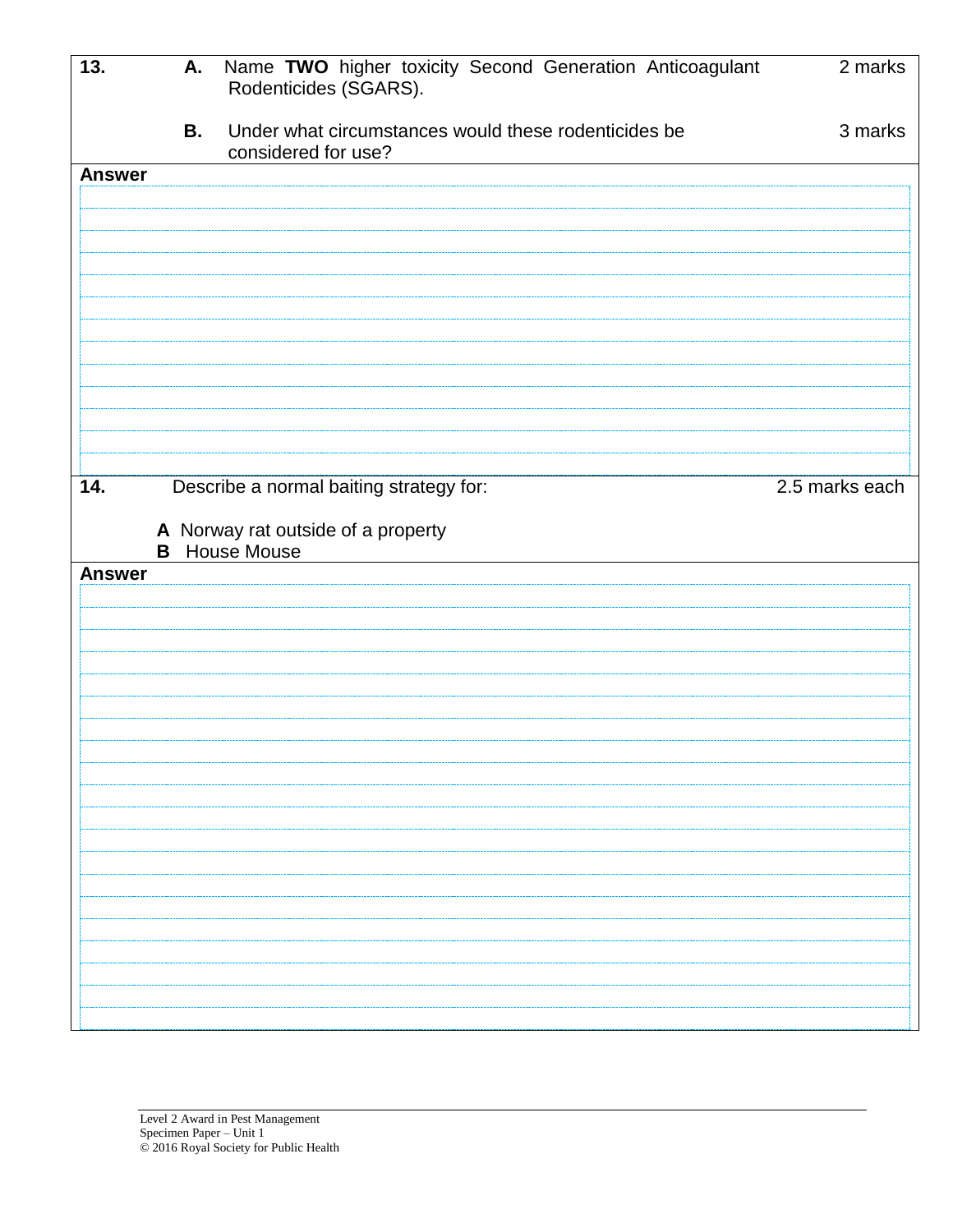| 13. | A. | Name **TWO** higher toxicity Second Generation Anticoagulant Rodenticides (SGARS). | 2 marks |
|---|---|---|---|
| | B. | Under what circumstances would these rodenticides be considered for use? | 3 marks |

**Answer**

| 14. | Describe a normal baiting strategy for: | 2.5 marks each |
|---|---|---|
| | **A** Norway rat outside of a property<br>**B** House Mouse | |

**Answer**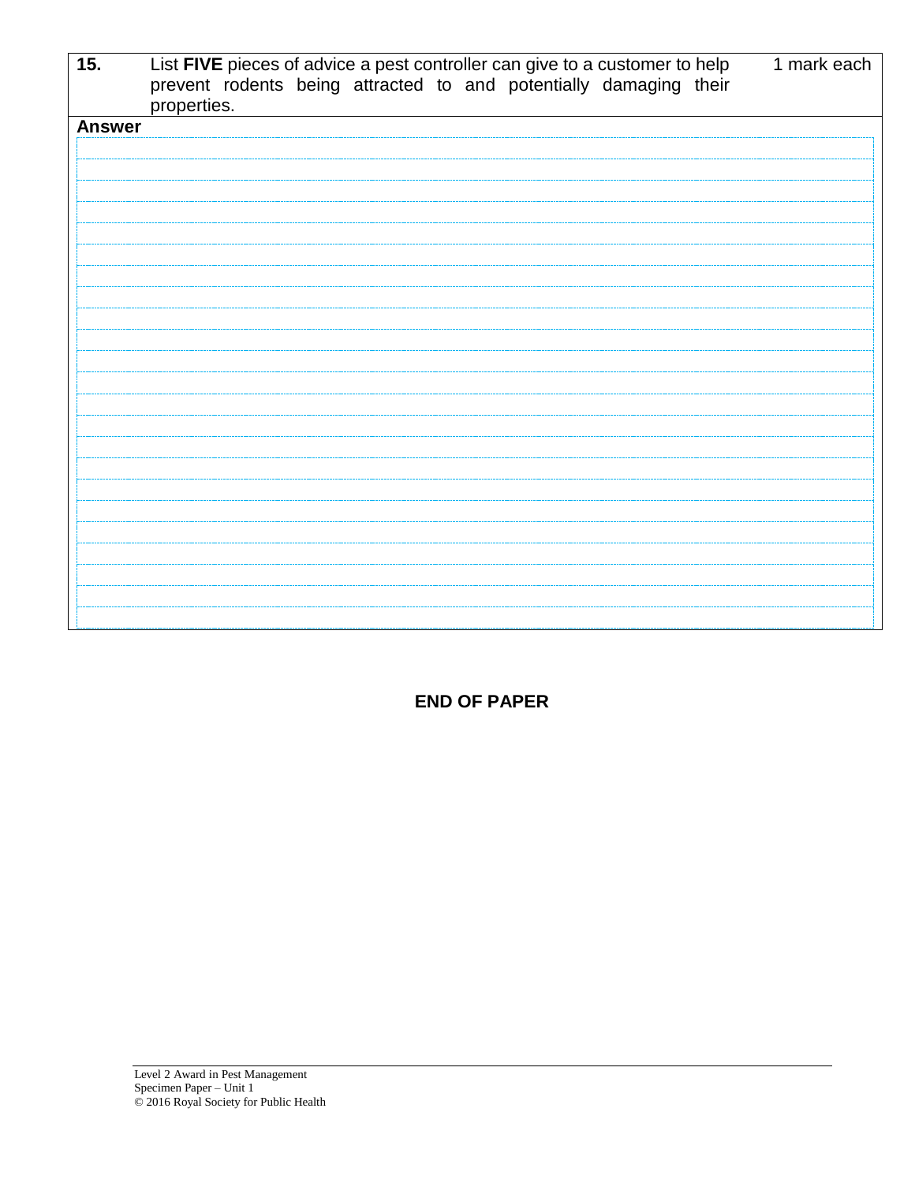| 15. | List **FIVE** pieces of advice a pest controller can give to a customer to help prevent rodents being attracted to and potentially damaging their properties. | 1 mark each |
| --- | --- | --- |

**Answer**

**END OF PAPER**